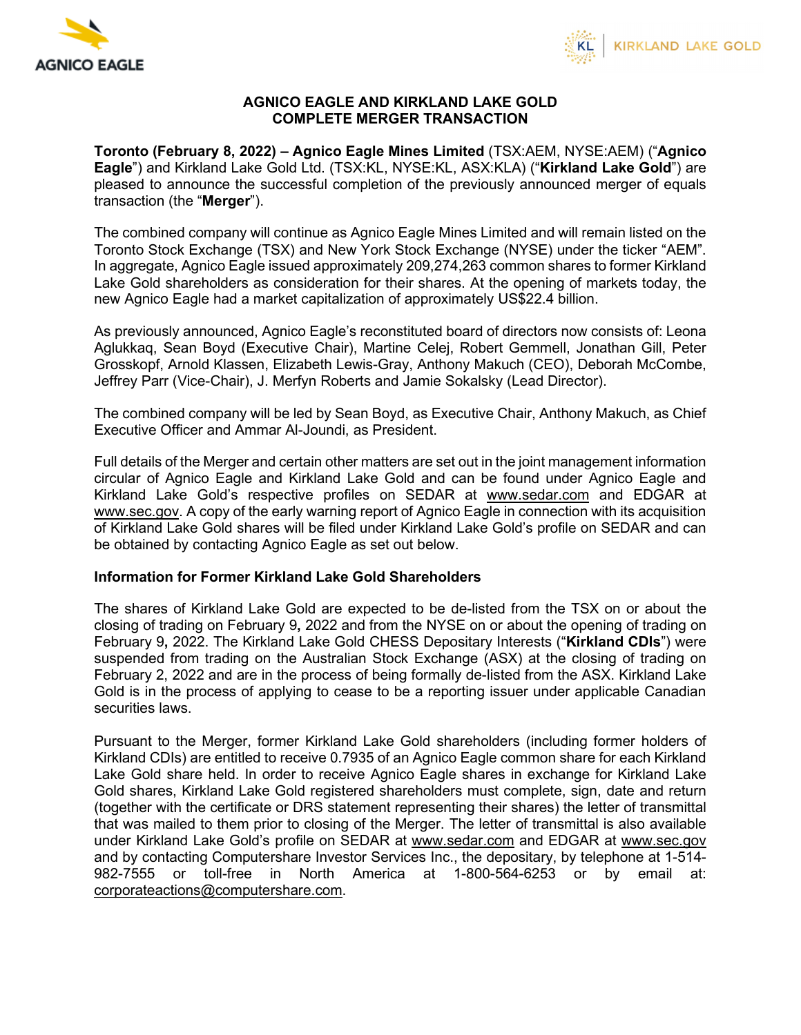# AGNICO EAGLE AND KIRKLAND LAKE GOLD COMPLETE MERGER TRANSACTION

**Toronto (February 8, 2022) – Agnico Eagle Mines Limited** (TSX:AEM, NYSE:AEM) ("**Agnico Eagle**") and Kirkland Lake Gold Ltd. (TSX:KL, NYSE:KL, ASX:KLA) ("**Kirkland Lake Gold**") are pleased to announce the successful completion of the previously announced merger of equals transaction (the "**Merger**").

The combined company will continue as Agnico Eagle Mines Limited and will remain listed on the Toronto Stock Exchange (TSX) and New York Stock Exchange (NYSE) under the ticker "AEM". In aggregate, Agnico Eagle issued approximately 209,274,263 common shares to former Kirkland Lake Gold shareholders as consideration for their shares. At the opening of markets today, the new Agnico Eagle had a market capitalization of approximately US$22.4 billion.

As previously announced, Agnico Eagle's reconstituted board of directors now consists of: Leona Aglukkaq, Sean Boyd (Executive Chair), Martine Celej, Robert Gemmell, Jonathan Gill, Peter Grosskopf, Arnold Klassen, Elizabeth Lewis-Gray, Anthony Makuch (CEO), Deborah McCombe, Jeffrey Parr (Vice-Chair), J. Merfyn Roberts and Jamie Sokalsky (Lead Director).

The combined company will be led by Sean Boyd, as Executive Chair, Anthony Makuch, as Chief Executive Officer and Ammar Al-Joundi, as President.

Full details of the Merger and certain other matters are set out in the joint management information circular of Agnico Eagle and Kirkland Lake Gold and can be found under Agnico Eagle and Kirkland Lake Gold's respective profiles on SEDAR at www.sedar.com and EDGAR at www.sec.gov. A copy of the early warning report of Agnico Eagle in connection with its acquisition of Kirkland Lake Gold shares will be filed under Kirkland Lake Gold's profile on SEDAR and can be obtained by contacting Agnico Eagle as set out below.

**Information for Former Kirkland Lake Gold Shareholders**

The shares of Kirkland Lake Gold are expected to be de-listed from the TSX on or about the closing of trading on February 9, 2022 and from the NYSE on or about the opening of trading on February 9, 2022. The Kirkland Lake Gold CHESS Depositary Interests ("**Kirkland CDIs**") were suspended from trading on the Australian Stock Exchange (ASX) at the closing of trading on February 2, 2022 and are in the process of being formally de-listed from the ASX. Kirkland Lake Gold is in the process of applying to cease to be a reporting issuer under applicable Canadian securities laws.

Pursuant to the Merger, former Kirkland Lake Gold shareholders (including former holders of Kirkland CDIs) are entitled to receive 0.7935 of an Agnico Eagle common share for each Kirkland Lake Gold share held. In order to receive Agnico Eagle shares in exchange for Kirkland Lake Gold shares, Kirkland Lake Gold registered shareholders must complete, sign, date and return (together with the certificate or DRS statement representing their shares) the letter of transmittal that was mailed to them prior to closing of the Merger. The letter of transmittal is also available under Kirkland Lake Gold's profile on SEDAR at www.sedar.com and EDGAR at www.sec.gov and by contacting Computershare Investor Services Inc., the depositary, by telephone at 1-514-982-7555 or toll-free in North America at 1-800-564-6253 or by email at: corporateactions@computershare.com.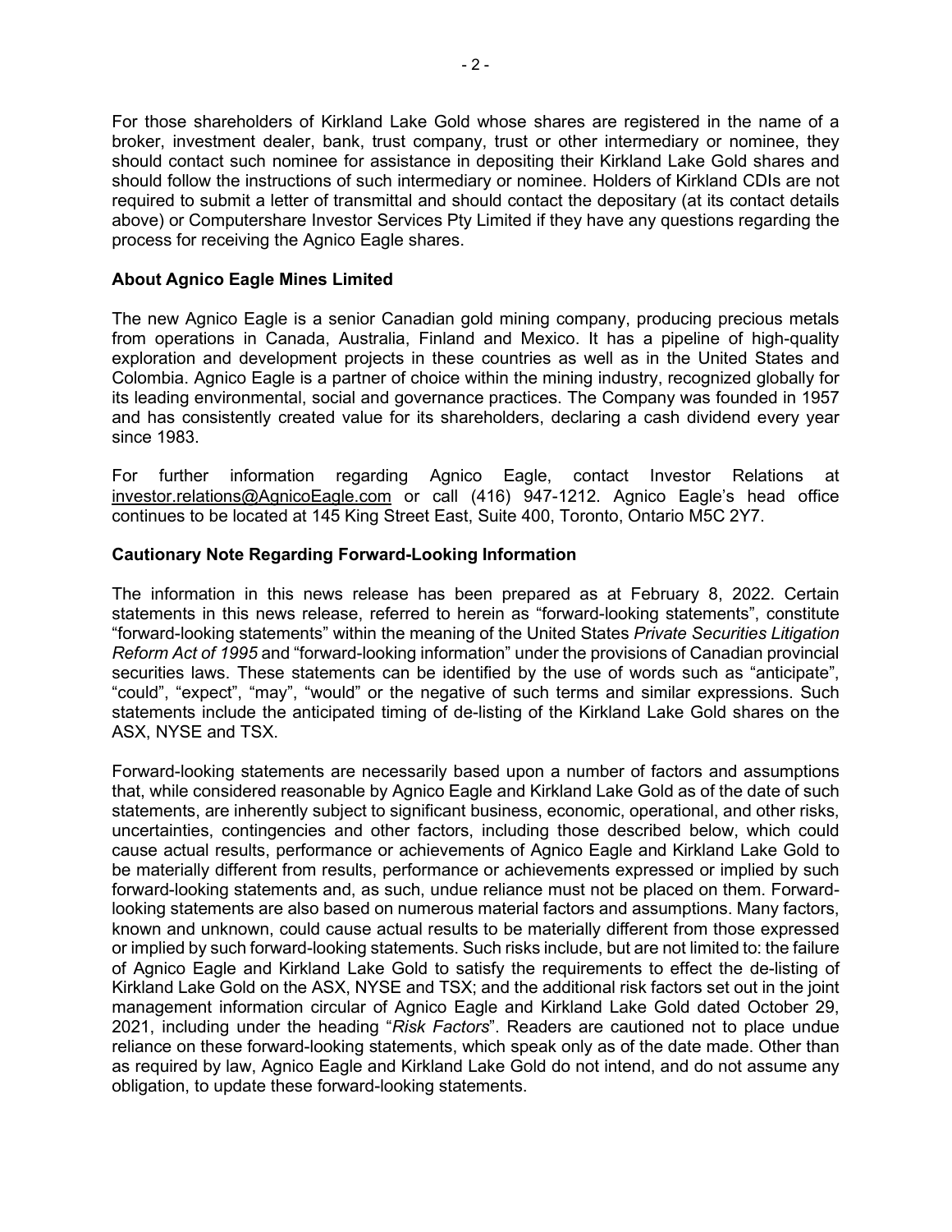For those shareholders of Kirkland Lake Gold whose shares are registered in the name of a broker, investment dealer, bank, trust company, trust or other intermediary or nominee, they should contact such nominee for assistance in depositing their Kirkland Lake Gold shares and should follow the instructions of such intermediary or nominee. Holders of Kirkland CDIs are not required to submit a letter of transmittal and should contact the depositary (at its contact details above) or Computershare Investor Services Pty Limited if they have any questions regarding the process for receiving the Agnico Eagle shares.

**About Agnico Eagle Mines Limited**

The new Agnico Eagle is a senior Canadian gold mining company, producing precious metals from operations in Canada, Australia, Finland and Mexico. It has a pipeline of high-quality exploration and development projects in these countries as well as in the United States and Colombia. Agnico Eagle is a partner of choice within the mining industry, recognized globally for its leading environmental, social and governance practices. The Company was founded in 1957 and has consistently created value for its shareholders, declaring a cash dividend every year since 1983.

For further information regarding Agnico Eagle, contact Investor Relations at investor.relations@AgnicoEagle.com or call (416) 947-1212. Agnico Eagle's head office continues to be located at 145 King Street East, Suite 400, Toronto, Ontario M5C 2Y7.

**Cautionary Note Regarding Forward-Looking Information**

The information in this news release has been prepared as at February 8, 2022. Certain statements in this news release, referred to herein as "forward-looking statements", constitute "forward-looking statements" within the meaning of the United States *Private Securities Litigation Reform Act of 1995* and "forward-looking information" under the provisions of Canadian provincial securities laws. These statements can be identified by the use of words such as "anticipate", "could", "expect", "may", "would" or the negative of such terms and similar expressions. Such statements include the anticipated timing of de-listing of the Kirkland Lake Gold shares on the ASX, NYSE and TSX.

Forward-looking statements are necessarily based upon a number of factors and assumptions that, while considered reasonable by Agnico Eagle and Kirkland Lake Gold as of the date of such statements, are inherently subject to significant business, economic, operational, and other risks, uncertainties, contingencies and other factors, including those described below, which could cause actual results, performance or achievements of Agnico Eagle and Kirkland Lake Gold to be materially different from results, performance or achievements expressed or implied by such forward-looking statements and, as such, undue reliance must not be placed on them. Forward-looking statements are also based on numerous material factors and assumptions. Many factors, known and unknown, could cause actual results to be materially different from those expressed or implied by such forward-looking statements. Such risks include, but are not limited to: the failure of Agnico Eagle and Kirkland Lake Gold to satisfy the requirements to effect the de-listing of Kirkland Lake Gold on the ASX, NYSE and TSX; and the additional risk factors set out in the joint management information circular of Agnico Eagle and Kirkland Lake Gold dated October 29, 2021, including under the heading "*Risk Factors*". Readers are cautioned not to place undue reliance on these forward-looking statements, which speak only as of the date made. Other than as required by law, Agnico Eagle and Kirkland Lake Gold do not intend, and do not assume any obligation, to update these forward-looking statements.